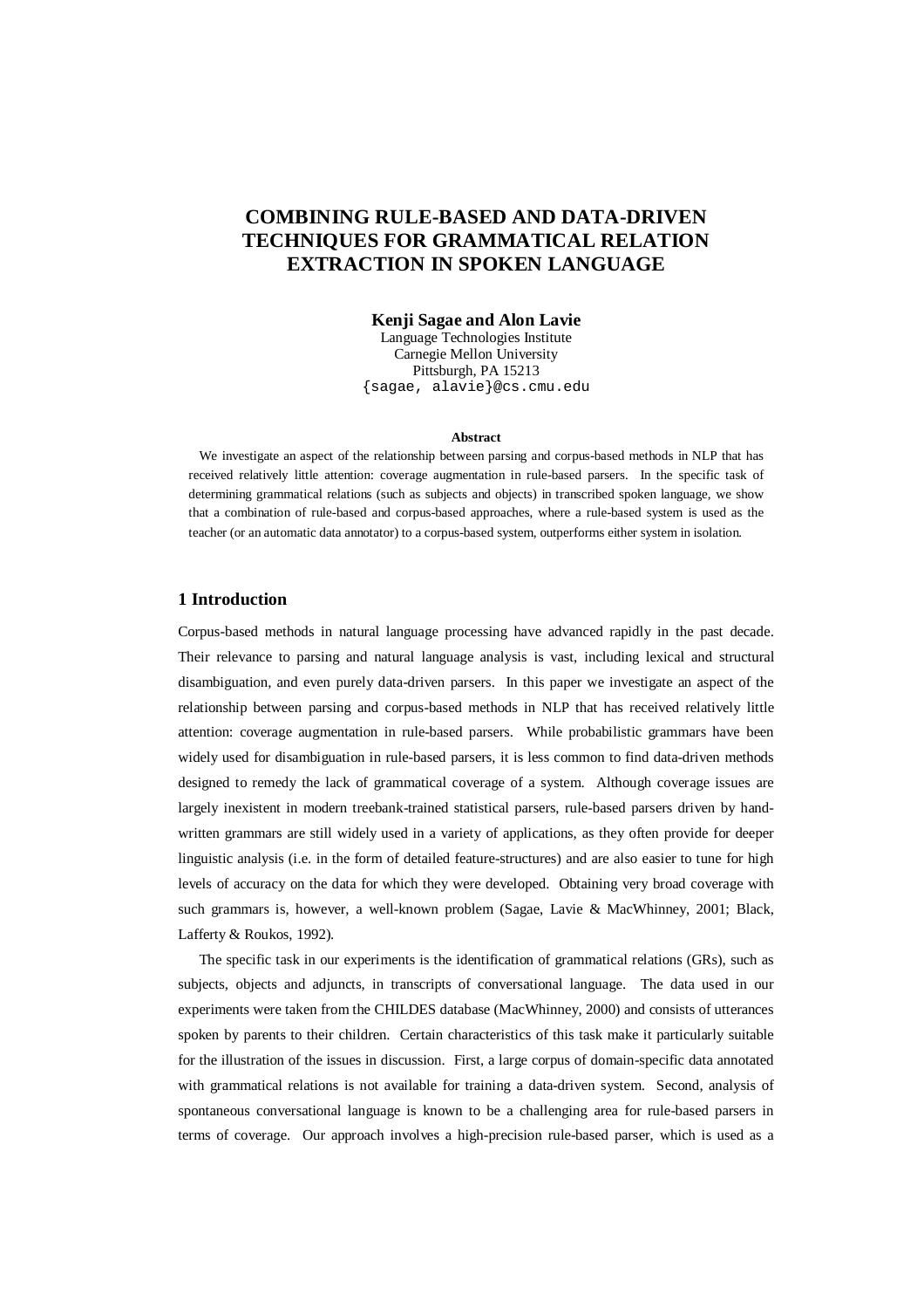# COMBINING RULE-BASED AND DATA-DRIVEN TECHNIQUES FOR GRAMMATICAL RELATION EXTRACTION IN SPOKEN LANGUAGE

**Kenji Sagae and Alon Lavie**

Language Technologies Institute
Carnegie Mellon University
Pittsburgh, PA 15213
{sagae, alavie}@cs.cmu.edu

**Abstract**

We investigate an aspect of the relationship between parsing and corpus-based methods in NLP that has received relatively little attention: coverage augmentation in rule-based parsers. In the specific task of determining grammatical relations (such as subjects and objects) in transcribed spoken language, we show that a combination of rule-based and corpus-based approaches, where a rule-based system is used as the teacher (or an automatic data annotator) to a corpus-based system, outperforms either system in isolation.

## 1 Introduction

Corpus-based methods in natural language processing have advanced rapidly in the past decade. Their relevance to parsing and natural language analysis is vast, including lexical and structural disambiguation, and even purely data-driven parsers. In this paper we investigate an aspect of the relationship between parsing and corpus-based methods in NLP that has received relatively little attention: coverage augmentation in rule-based parsers. While probabilistic grammars have been widely used for disambiguation in rule-based parsers, it is less common to find data-driven methods designed to remedy the lack of grammatical coverage of a system. Although coverage issues are largely inexistent in modern treebank-trained statistical parsers, rule-based parsers driven by hand-written grammars are still widely used in a variety of applications, as they often provide for deeper linguistic analysis (i.e. in the form of detailed feature-structures) and are also easier to tune for high levels of accuracy on the data for which they were developed. Obtaining very broad coverage with such grammars is, however, a well-known problem (Sagae, Lavie & MacWhinney, 2001; Black, Lafferty & Roukos, 1992).

The specific task in our experiments is the identification of grammatical relations (GRs), such as subjects, objects and adjuncts, in transcripts of conversational language. The data used in our experiments were taken from the CHILDES database (MacWhinney, 2000) and consists of utterances spoken by parents to their children. Certain characteristics of this task make it particularly suitable for the illustration of the issues in discussion. First, a large corpus of domain-specific data annotated with grammatical relations is not available for training a data-driven system. Second, analysis of spontaneous conversational language is known to be a challenging area for rule-based parsers in terms of coverage. Our approach involves a high-precision rule-based parser, which is used as a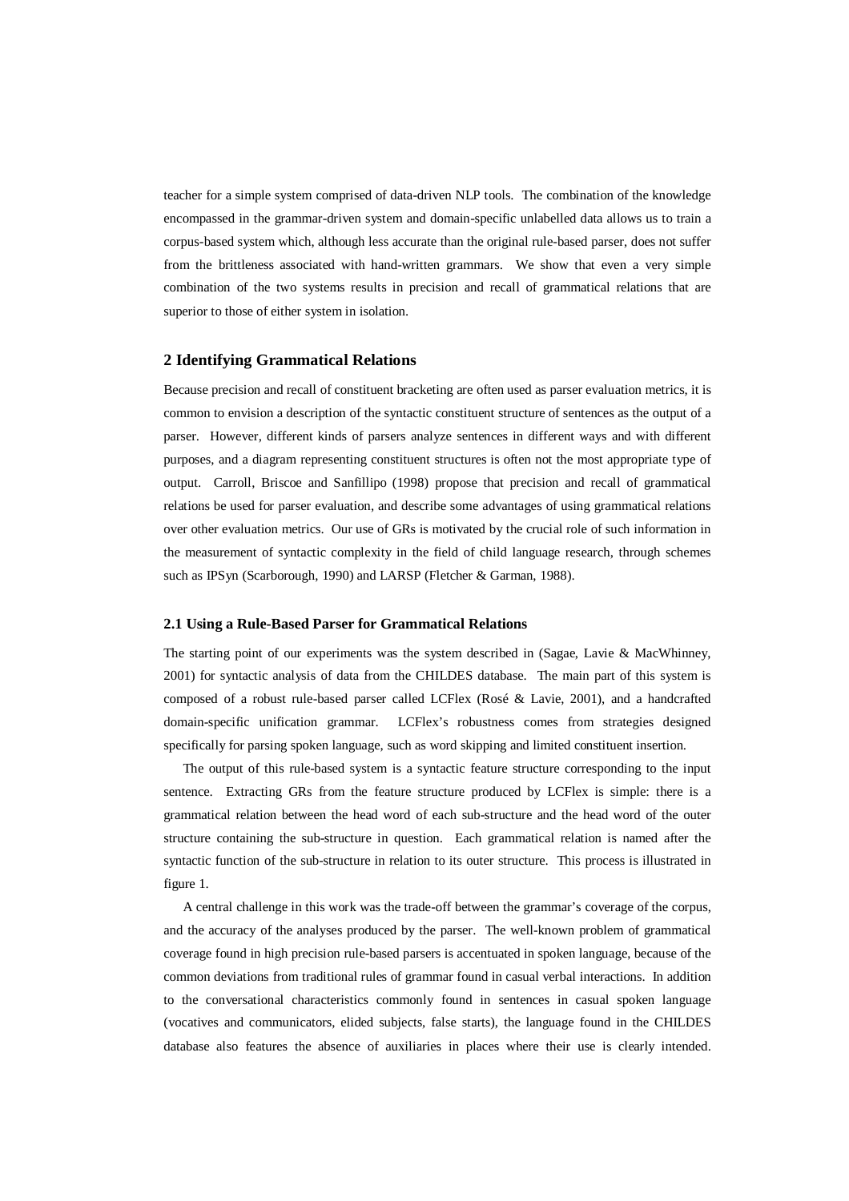teacher for a simple system comprised of data-driven NLP tools. The combination of the knowledge encompassed in the grammar-driven system and domain-specific unlabelled data allows us to train a corpus-based system which, although less accurate than the original rule-based parser, does not suffer from the brittleness associated with hand-written grammars. We show that even a very simple combination of the two systems results in precision and recall of grammatical relations that are superior to those of either system in isolation.

## 2 Identifying Grammatical Relations

Because precision and recall of constituent bracketing are often used as parser evaluation metrics, it is common to envision a description of the syntactic constituent structure of sentences as the output of a parser. However, different kinds of parsers analyze sentences in different ways and with different purposes, and a diagram representing constituent structures is often not the most appropriate type of output. Carroll, Briscoe and Sanfillipo (1998) propose that precision and recall of grammatical relations be used for parser evaluation, and describe some advantages of using grammatical relations over other evaluation metrics. Our use of GRs is motivated by the crucial role of such information in the measurement of syntactic complexity in the field of child language research, through schemes such as IPSyn (Scarborough, 1990) and LARSP (Fletcher & Garman, 1988).

### 2.1 Using a Rule-Based Parser for Grammatical Relations

The starting point of our experiments was the system described in (Sagae, Lavie & MacWhinney, 2001) for syntactic analysis of data from the CHILDES database. The main part of this system is composed of a robust rule-based parser called LCFlex (Rosé & Lavie, 2001), and a handcrafted domain-specific unification grammar. LCFlex's robustness comes from strategies designed specifically for parsing spoken language, such as word skipping and limited constituent insertion.

The output of this rule-based system is a syntactic feature structure corresponding to the input sentence. Extracting GRs from the feature structure produced by LCFlex is simple: there is a grammatical relation between the head word of each sub-structure and the head word of the outer structure containing the sub-structure in question. Each grammatical relation is named after the syntactic function of the sub-structure in relation to its outer structure. This process is illustrated in figure 1.

A central challenge in this work was the trade-off between the grammar's coverage of the corpus, and the accuracy of the analyses produced by the parser. The well-known problem of grammatical coverage found in high precision rule-based parsers is accentuated in spoken language, because of the common deviations from traditional rules of grammar found in casual verbal interactions. In addition to the conversational characteristics commonly found in sentences in casual spoken language (vocatives and communicators, elided subjects, false starts), the language found in the CHILDES database also features the absence of auxiliaries in places where their use is clearly intended.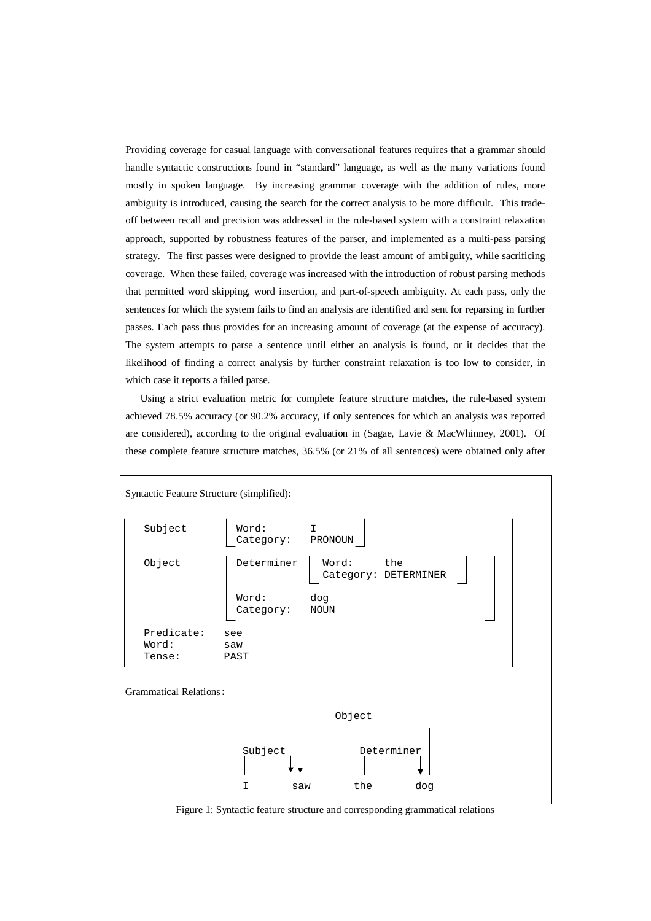Providing coverage for casual language with conversational features requires that a grammar should handle syntactic constructions found in "standard" language, as well as the many variations found mostly in spoken language. By increasing grammar coverage with the addition of rules, more ambiguity is introduced, causing the search for the correct analysis to be more difficult. This trade-off between recall and precision was addressed in the rule-based system with a constraint relaxation approach, supported by robustness features of the parser, and implemented as a multi-pass parsing strategy. The first passes were designed to provide the least amount of ambiguity, while sacrificing coverage. When these failed, coverage was increased with the introduction of robust parsing methods that permitted word skipping, word insertion, and part-of-speech ambiguity. At each pass, only the sentences for which the system fails to find an analysis are identified and sent for reparsing in further passes. Each pass thus provides for an increasing amount of coverage (at the expense of accuracy). The system attempts to parse a sentence until either an analysis is found, or it decides that the likelihood of finding a correct analysis by further constraint relaxation is too low to consider, in which case it reports a failed parse.

Using a strict evaluation metric for complete feature structure matches, the rule-based system achieved 78.5% accuracy (or 90.2% accuracy, if only sentences for which an analysis was reported are considered), according to the original evaluation in (Sagae, Lavie & MacWhinney, 2001). Of these complete feature structure matches, 36.5% (or 21% of all sentences) were obtained only after

Syntactic Feature Structure (simplified):

```
[ Subject      [ Word:       I          ]                        ]
[              [ Category:   PRONOUN    ]                        ]
[                                                                ]
[ Object       [ Determiner [ Word:     the         ] ]          ]
[              [            [ Category: DETERMINER  ] ]          ]
[              [                                      ]          ]
[              [ Word:       dog                      ]          ]
[              [ Category:   NOUN                     ]          ]
[                                                                ]
[ Predicate:   see                                               ]
[ Word:        saw                                               ]
[ Tense:       PAST                                              ]
```

Grammatical Relations:

```
                         Object
                 ┌──────────────────────┐
     Subject     │         Determiner   │
     ┌──────┐    │         ┌──────┐     │
     ▼      ▼    ▼         │      ▼     │
     I       saw          the      dog
```

Figure 1: Syntactic feature structure and corresponding grammatical relations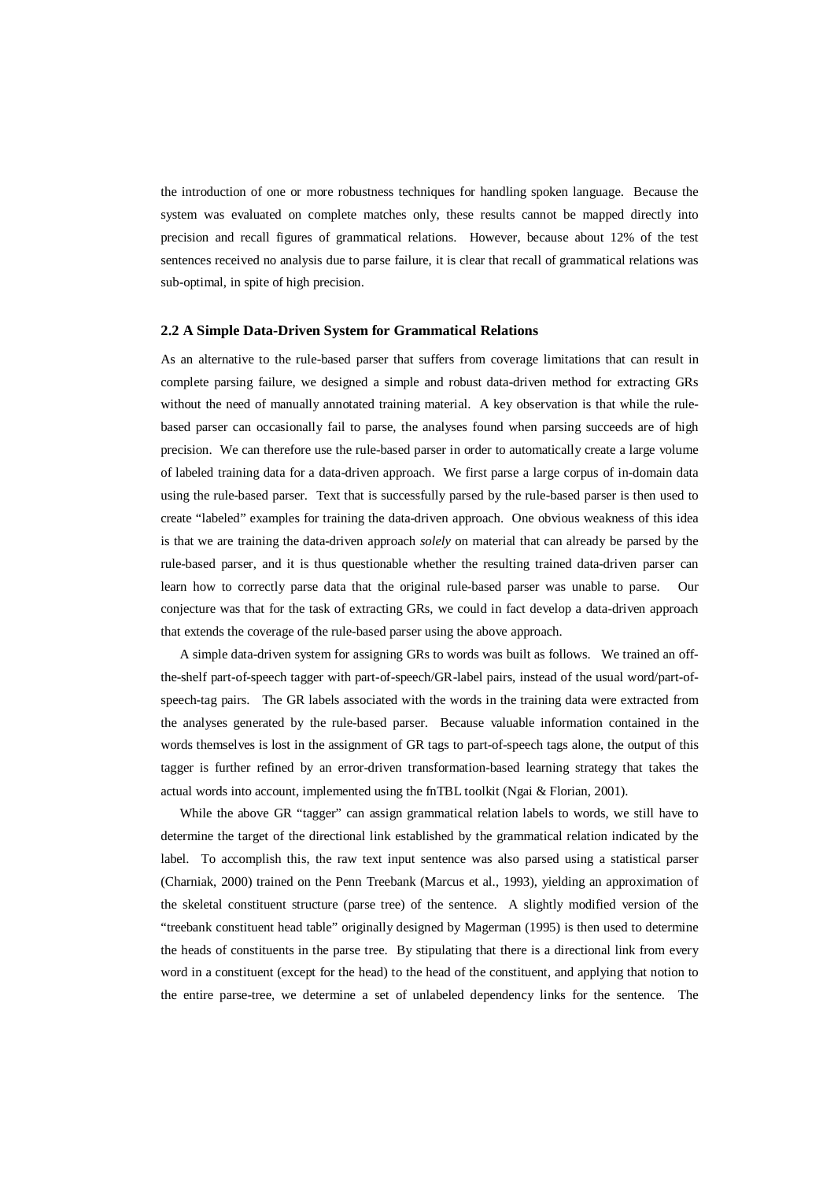the introduction of one or more robustness techniques for handling spoken language. Because the system was evaluated on complete matches only, these results cannot be mapped directly into precision and recall figures of grammatical relations. However, because about 12% of the test sentences received no analysis due to parse failure, it is clear that recall of grammatical relations was sub-optimal, in spite of high precision.

### 2.2 A Simple Data-Driven System for Grammatical Relations

As an alternative to the rule-based parser that suffers from coverage limitations that can result in complete parsing failure, we designed a simple and robust data-driven method for extracting GRs without the need of manually annotated training material. A key observation is that while the rule-based parser can occasionally fail to parse, the analyses found when parsing succeeds are of high precision. We can therefore use the rule-based parser in order to automatically create a large volume of labeled training data for a data-driven approach. We first parse a large corpus of in-domain data using the rule-based parser. Text that is successfully parsed by the rule-based parser is then used to create "labeled" examples for training the data-driven approach. One obvious weakness of this idea is that we are training the data-driven approach *solely* on material that can already be parsed by the rule-based parser, and it is thus questionable whether the resulting trained data-driven parser can learn how to correctly parse data that the original rule-based parser was unable to parse. Our conjecture was that for the task of extracting GRs, we could in fact develop a data-driven approach that extends the coverage of the rule-based parser using the above approach.

A simple data-driven system for assigning GRs to words was built as follows. We trained an off-the-shelf part-of-speech tagger with part-of-speech/GR-label pairs, instead of the usual word/part-of-speech-tag pairs. The GR labels associated with the words in the training data were extracted from the analyses generated by the rule-based parser. Because valuable information contained in the words themselves is lost in the assignment of GR tags to part-of-speech tags alone, the output of this tagger is further refined by an error-driven transformation-based learning strategy that takes the actual words into account, implemented using the fnTBL toolkit (Ngai & Florian, 2001).

While the above GR "tagger" can assign grammatical relation labels to words, we still have to determine the target of the directional link established by the grammatical relation indicated by the label. To accomplish this, the raw text input sentence was also parsed using a statistical parser (Charniak, 2000) trained on the Penn Treebank (Marcus et al., 1993), yielding an approximation of the skeletal constituent structure (parse tree) of the sentence. A slightly modified version of the "treebank constituent head table" originally designed by Magerman (1995) is then used to determine the heads of constituents in the parse tree. By stipulating that there is a directional link from every word in a constituent (except for the head) to the head of the constituent, and applying that notion to the entire parse-tree, we determine a set of unlabeled dependency links for the sentence. The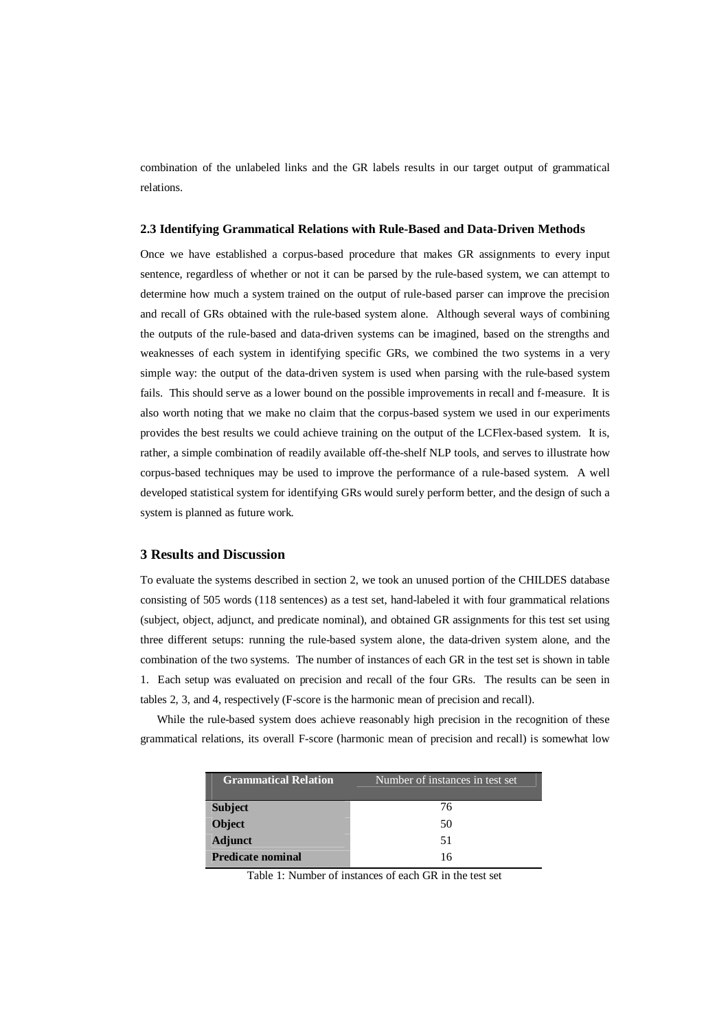combination of the unlabeled links and the GR labels results in our target output of grammatical relations.

### 2.3 Identifying Grammatical Relations with Rule-Based and Data-Driven Methods

Once we have established a corpus-based procedure that makes GR assignments to every input sentence, regardless of whether or not it can be parsed by the rule-based system, we can attempt to determine how much a system trained on the output of rule-based parser can improve the precision and recall of GRs obtained with the rule-based system alone. Although several ways of combining the outputs of the rule-based and data-driven systems can be imagined, based on the strengths and weaknesses of each system in identifying specific GRs, we combined the two systems in a very simple way: the output of the data-driven system is used when parsing with the rule-based system fails. This should serve as a lower bound on the possible improvements in recall and f-measure. It is also worth noting that we make no claim that the corpus-based system we used in our experiments provides the best results we could achieve training on the output of the LCFlex-based system. It is, rather, a simple combination of readily available off-the-shelf NLP tools, and serves to illustrate how corpus-based techniques may be used to improve the performance of a rule-based system. A well developed statistical system for identifying GRs would surely perform better, and the design of such a system is planned as future work.

## 3 Results and Discussion

To evaluate the systems described in section 2, we took an unused portion of the CHILDES database consisting of 505 words (118 sentences) as a test set, hand-labeled it with four grammatical relations (subject, object, adjunct, and predicate nominal), and obtained GR assignments for this test set using three different setups: running the rule-based system alone, the data-driven system alone, and the combination of the two systems. The number of instances of each GR in the test set is shown in table 1. Each setup was evaluated on precision and recall of the four GRs. The results can be seen in tables 2, 3, and 4, respectively (F-score is the harmonic mean of precision and recall).

While the rule-based system does achieve reasonably high precision in the recognition of these grammatical relations, its overall F-score (harmonic mean of precision and recall) is somewhat low

| Grammatical Relation | Number of instances in test set |
|---|---|
| **Subject** | 76 |
| **Object** | 50 |
| **Adjunct** | 51 |
| **Predicate nominal** | 16 |

Table 1: Number of instances of each GR in the test set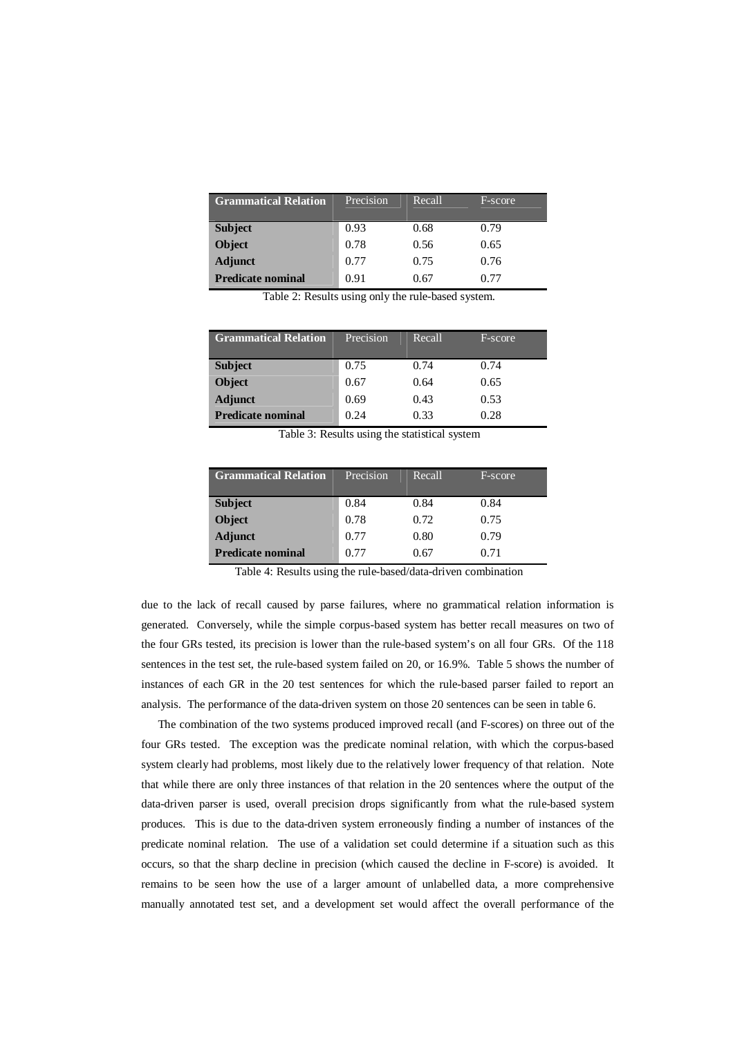| Grammatical Relation | Precision | Recall | F-score |
|---|---|---|---|
| **Subject** | 0.93 | 0.68 | 0.79 |
| **Object** | 0.78 | 0.56 | 0.65 |
| **Adjunct** | 0.77 | 0.75 | 0.76 |
| **Predicate nominal** | 0.91 | 0.67 | 0.77 |

Table 2: Results using only the rule-based system.

| Grammatical Relation | Precision | Recall | F-score |
|---|---|---|---|
| **Subject** | 0.75 | 0.74 | 0.74 |
| **Object** | 0.67 | 0.64 | 0.65 |
| **Adjunct** | 0.69 | 0.43 | 0.53 |
| **Predicate nominal** | 0.24 | 0.33 | 0.28 |

Table 3: Results using the statistical system

| Grammatical Relation | Precision | Recall | F-score |
|---|---|---|---|
| **Subject** | 0.84 | 0.84 | 0.84 |
| **Object** | 0.78 | 0.72 | 0.75 |
| **Adjunct** | 0.77 | 0.80 | 0.79 |
| **Predicate nominal** | 0.77 | 0.67 | 0.71 |

Table 4: Results using the rule-based/data-driven combination

due to the lack of recall caused by parse failures, where no grammatical relation information is generated. Conversely, while the simple corpus-based system has better recall measures on two of the four GRs tested, its precision is lower than the rule-based system's on all four GRs. Of the 118 sentences in the test set, the rule-based system failed on 20, or 16.9%. Table 5 shows the number of instances of each GR in the 20 test sentences for which the rule-based parser failed to report an analysis. The performance of the data-driven system on those 20 sentences can be seen in table 6.

The combination of the two systems produced improved recall (and F-scores) on three out of the four GRs tested. The exception was the predicate nominal relation, with which the corpus-based system clearly had problems, most likely due to the relatively lower frequency of that relation. Note that while there are only three instances of that relation in the 20 sentences where the output of the data-driven parser is used, overall precision drops significantly from what the rule-based system produces. This is due to the data-driven system erroneously finding a number of instances of the predicate nominal relation. The use of a validation set could determine if a situation such as this occurs, so that the sharp decline in precision (which caused the decline in F-score) is avoided. It remains to be seen how the use of a larger amount of unlabelled data, a more comprehensive manually annotated test set, and a development set would affect the overall performance of the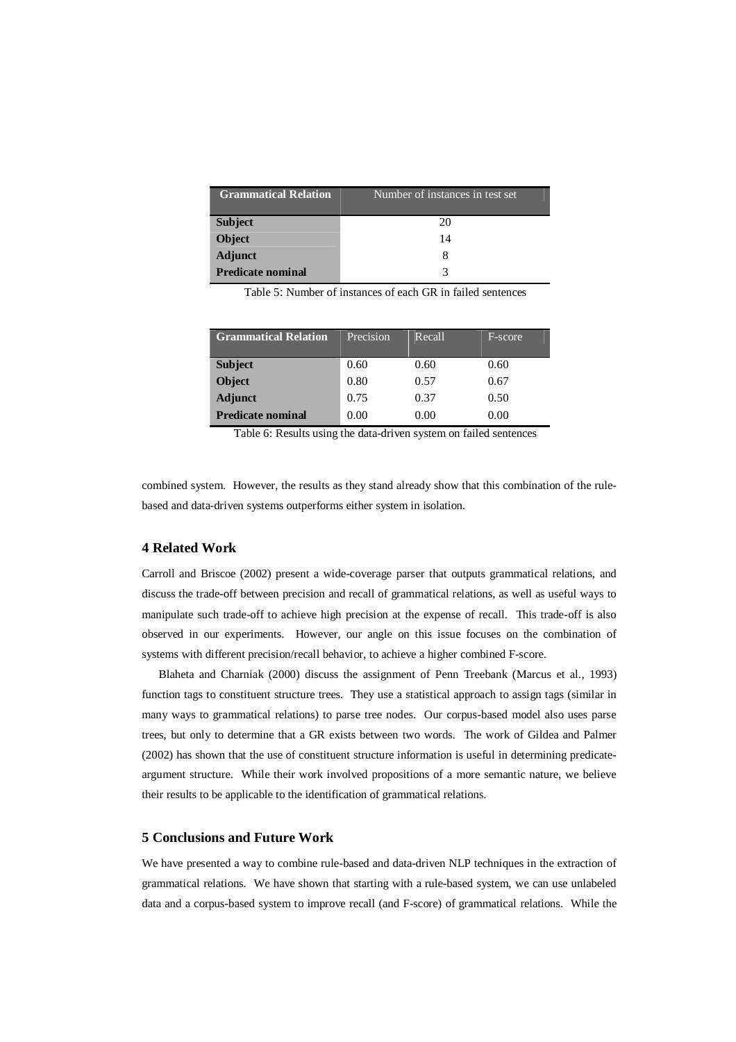| Grammatical Relation | Number of instances in test set |
|---|---|
| **Subject** | 20 |
| **Object** | 14 |
| **Adjunct** | 8 |
| **Predicate nominal** | 3 |

Table 5: Number of instances of each GR in failed sentences

| Grammatical Relation | Precision | Recall | F-score |
|---|---|---|---|
| **Subject** | 0.60 | 0.60 | 0.60 |
| **Object** | 0.80 | 0.57 | 0.67 |
| **Adjunct** | 0.75 | 0.37 | 0.50 |
| **Predicate nominal** | 0.00 | 0.00 | 0.00 |

Table 6: Results using the data-driven system on failed sentences

combined system. However, the results as they stand already show that this combination of the rule-based and data-driven systems outperforms either system in isolation.

## 4 Related Work

Carroll and Briscoe (2002) present a wide-coverage parser that outputs grammatical relations, and discuss the trade-off between precision and recall of grammatical relations, as well as useful ways to manipulate such trade-off to achieve high precision at the expense of recall. This trade-off is also observed in our experiments. However, our angle on this issue focuses on the combination of systems with different precision/recall behavior, to achieve a higher combined F-score.

Blaheta and Charniak (2000) discuss the assignment of Penn Treebank (Marcus et al., 1993) function tags to constituent structure trees. They use a statistical approach to assign tags (similar in many ways to grammatical relations) to parse tree nodes. Our corpus-based model also uses parse trees, but only to determine that a GR exists between two words. The work of Gildea and Palmer (2002) has shown that the use of constituent structure information is useful in determining predicate-argument structure. While their work involved propositions of a more semantic nature, we believe their results to be applicable to the identification of grammatical relations.

## 5 Conclusions and Future Work

We have presented a way to combine rule-based and data-driven NLP techniques in the extraction of grammatical relations. We have shown that starting with a rule-based system, we can use unlabeled data and a corpus-based system to improve recall (and F-score) of grammatical relations. While the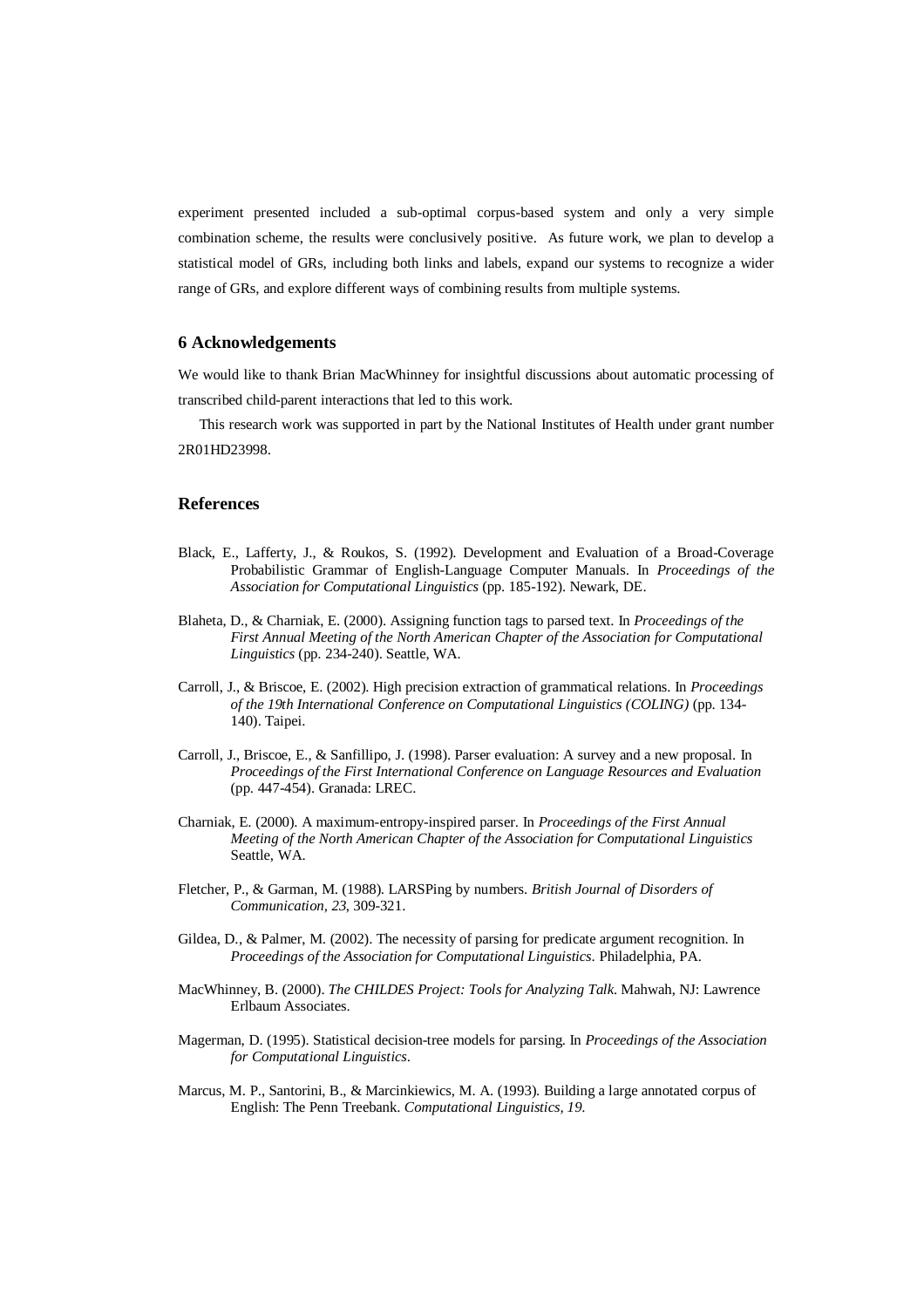experiment presented included a sub-optimal corpus-based system and only a very simple combination scheme, the results were conclusively positive. As future work, we plan to develop a statistical model of GRs, including both links and labels, expand our systems to recognize a wider range of GRs, and explore different ways of combining results from multiple systems.

## 6 Acknowledgements

We would like to thank Brian MacWhinney for insightful discussions about automatic processing of transcribed child-parent interactions that led to this work.

This research work was supported in part by the National Institutes of Health under grant number 2R01HD23998.

## References

Black, E., Lafferty, J., & Roukos, S. (1992). Development and Evaluation of a Broad-Coverage Probabilistic Grammar of English-Language Computer Manuals. In *Proceedings of the Association for Computational Linguistics* (pp. 185-192). Newark, DE.

Blaheta, D., & Charniak, E. (2000). Assigning function tags to parsed text. In *Proceedings of the First Annual Meeting of the North American Chapter of the Association for Computational Linguistics* (pp. 234-240). Seattle, WA.

Carroll, J., & Briscoe, E. (2002). High precision extraction of grammatical relations. In *Proceedings of the 19th International Conference on Computational Linguistics (COLING)* (pp. 134-140). Taipei.

Carroll, J., Briscoe, E., & Sanfillipo, J. (1998). Parser evaluation: A survey and a new proposal. In *Proceedings of the First International Conference on Language Resources and Evaluation* (pp. 447-454). Granada: LREC.

Charniak, E. (2000). A maximum-entropy-inspired parser. In *Proceedings of the First Annual Meeting of the North American Chapter of the Association for Computational Linguistics* Seattle, WA.

Fletcher, P., & Garman, M. (1988). LARSPing by numbers. *British Journal of Disorders of Communication, 23*, 309-321.

Gildea, D., & Palmer, M. (2002). The necessity of parsing for predicate argument recognition. In *Proceedings of the Association for Computational Linguistics*. Philadelphia, PA.

MacWhinney, B. (2000). *The CHILDES Project: Tools for Analyzing Talk*. Mahwah, NJ: Lawrence Erlbaum Associates.

Magerman, D. (1995). Statistical decision-tree models for parsing. In *Proceedings of the Association for Computational Linguistics*.

Marcus, M. P., Santorini, B., & Marcinkiewics, M. A. (1993). Building a large annotated corpus of English: The Penn Treebank. *Computational Linguistics, 19*.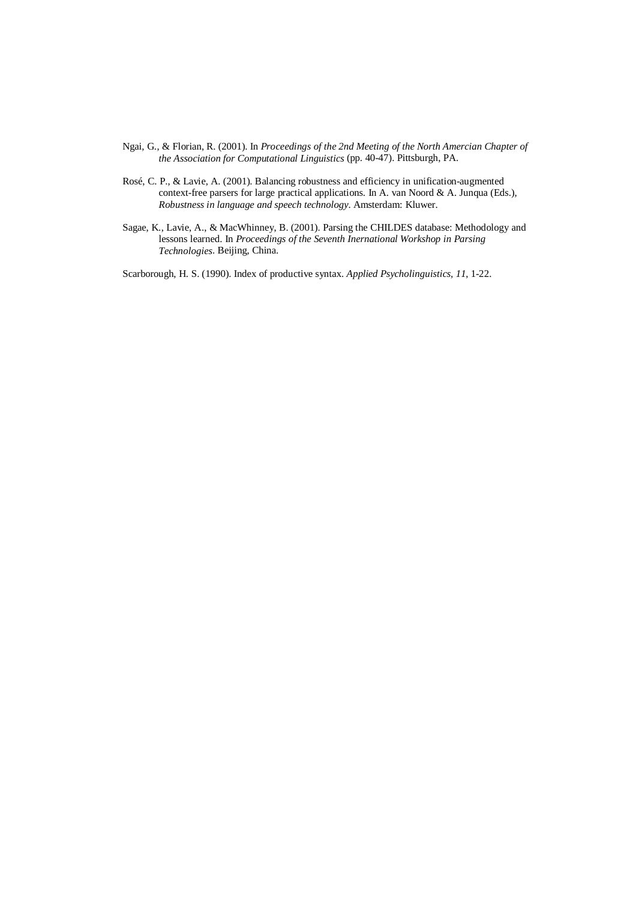Ngai, G., & Florian, R. (2001). In *Proceedings of the 2nd Meeting of the North Amercian Chapter of the Association for Computational Linguistics* (pp. 40-47). Pittsburgh, PA.

Rosé, C. P., & Lavie, A. (2001). Balancing robustness and efficiency in unification-augmented context-free parsers for large practical applications. In A. van Noord & A. Junqua (Eds.), *Robustness in language and speech technology*. Amsterdam: Kluwer.

Sagae, K., Lavie, A., & MacWhinney, B. (2001). Parsing the CHILDES database: Methodology and lessons learned. In *Proceedings of the Seventh Inernational Workshop in Parsing Technologies*. Beijing, China.

Scarborough, H. S. (1990). Index of productive syntax. *Applied Psycholinguistics*, *11*, 1-22.